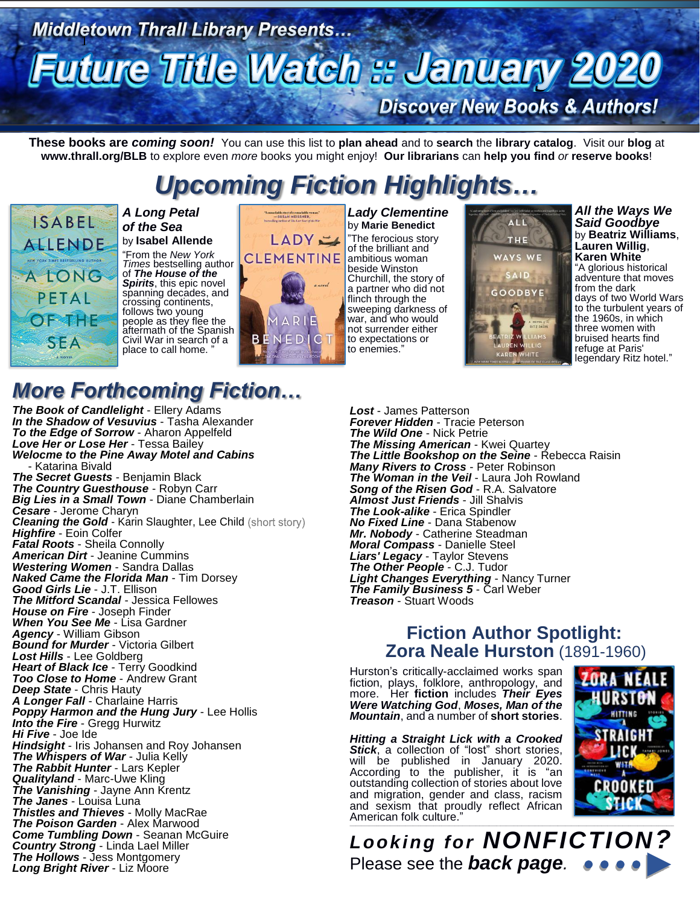Middletown Thrall Library Presents…

# Future Title Watch :: January 2020

Discover New Books & Authors!

**These books are *coming soon!*** You can use this list to **plan ahead** and to **search** the **library catalog**. Visit our **blog** at **www.thrall.org/BLB** to explore even *more* books you might enjoy! **Our librarians** can **help you find** *or* **reserve books**!

## *Upcoming Fiction Highlights…*

***A Long Petal of the Sea***
by **Isabel Allende**
"From the *New York Times* bestselling author of ***The House of the Spirits***, this epic novel spanning decades, and crossing continents, follows two young people as they flee the aftermath of the Spanish Civil War in search of a place to call home."

***Lady Clementine***
by **Marie Benedict**
"The ferocious story of the brilliant and ambitious woman beside Winston Churchill, the story of a partner who did not flinch through the sweeping darkness of war, and who would not surrender either to expectations or to enemies."

***All the Ways We Said Goodbye***
by **Beatriz Williams**, **Lauren Willig**, **Karen White**
"A glorious historical adventure that moves from the dark days of two World Wars to the turbulent years of the 1960s, in which three women with bruised hearts find refuge at Paris' legendary Ritz hotel."

## *More Forthcoming Fiction…*

***The Book of Candlelight*** - Ellery Adams
***In the Shadow of Vesuvius*** - Tasha Alexander
***To the Edge of Sorrow*** - Aharon Appelfeld
***Love Her or Lose Her*** - Tessa Bailey
***Welocme to the Pine Away Motel and Cabins*** - Katarina Bivald
***The Secret Guests*** - Benjamin Black
***The Country Guesthouse*** - Robyn Carr
***Big Lies in a Small Town*** - Diane Chamberlain
***Cesare*** - Jerome Charyn
***Cleaning the Gold*** - Karin Slaughter, Lee Child (short story)
***Highfire*** - Eoin Colfer
***Fatal Roots*** - Sheila Connolly
***American Dirt*** - Jeanine Cummins
***Westering Women*** - Sandra Dallas
***Naked Came the Florida Man*** - Tim Dorsey
***Good Girls Lie*** - J.T. Ellison
***The Mitford Scandal*** - Jessica Fellowes
***House on Fire*** - Joseph Finder
***When You See Me*** - Lisa Gardner
***Agency*** - William Gibson
***Bound for Murder*** - Victoria Gilbert
***Lost Hills*** - Lee Goldberg
***Heart of Black Ice*** - Terry Goodkind
***Too Close to Home*** - Andrew Grant
***Deep State*** - Chris Hauty
***A Longer Fall*** - Charlaine Harris
***Poppy Harmon and the Hung Jury*** - Lee Hollis
***Into the Fire*** - Gregg Hurwitz
***Hi Five*** - Joe Ide
***Hindsight*** - Iris Johansen and Roy Johansen
***The Whispers of War*** - Julia Kelly
***The Rabbit Hunter*** - Lars Kepler
***Qualityland*** - Marc-Uwe Kling
***The Vanishing*** - Jayne Ann Krentz
***The Janes*** - Louisa Luna
***Thistles and Thieves*** - Molly MacRae
***The Poison Garden*** - Alex Marwood
***Come Tumbling Down*** - Seanan McGuire
***Country Strong*** - Linda Lael Miller
***The Hollows*** - Jess Montgomery
***Long Bright River*** - Liz Moore
***Lost*** - James Patterson
***Forever Hidden*** - Tracie Peterson
***The Wild One*** - Nick Petrie
***The Missing American*** - Kwei Quartey
***The Little Bookshop on the Seine*** - Rebecca Raisin
***Many Rivers to Cross*** - Peter Robinson
***The Woman in the Veil*** - Laura Joh Rowland
***Song of the Risen God*** - R.A. Salvatore
***Almost Just Friends*** - Jill Shalvis
***The Look-alike*** - Erica Spindler
***No Fixed Line*** - Dana Stabenow
***Mr. Nobody*** - Catherine Steadman
***Moral Compass*** - Danielle Steel
***Liars' Legacy*** - Taylor Stevens
***The Other People*** - C.J. Tudor
***Light Changes Everything*** - Nancy Turner
***The Family Business 5*** - Carl Weber
***Treason*** - Stuart Woods

## Fiction Author Spotlight: Zora Neale Hurston (1891-1960)

Hurston's critically-acclaimed works span fiction, plays, folklore, anthropology, and more. Her **fiction** includes ***Their Eyes Were Watching God***, ***Moses, Man of the Mountain***, and a number of **short stories**.

***Hitting a Straight Lick with a Crooked Stick***, a collection of "lost" short stories, will be published in January 2020. According to the publisher, it is "an outstanding collection of stories about love and migration, gender and class, racism and sexism that proudly reflect African American folk culture."

***Looking for NONFICTION?***
Please see the ***back page***.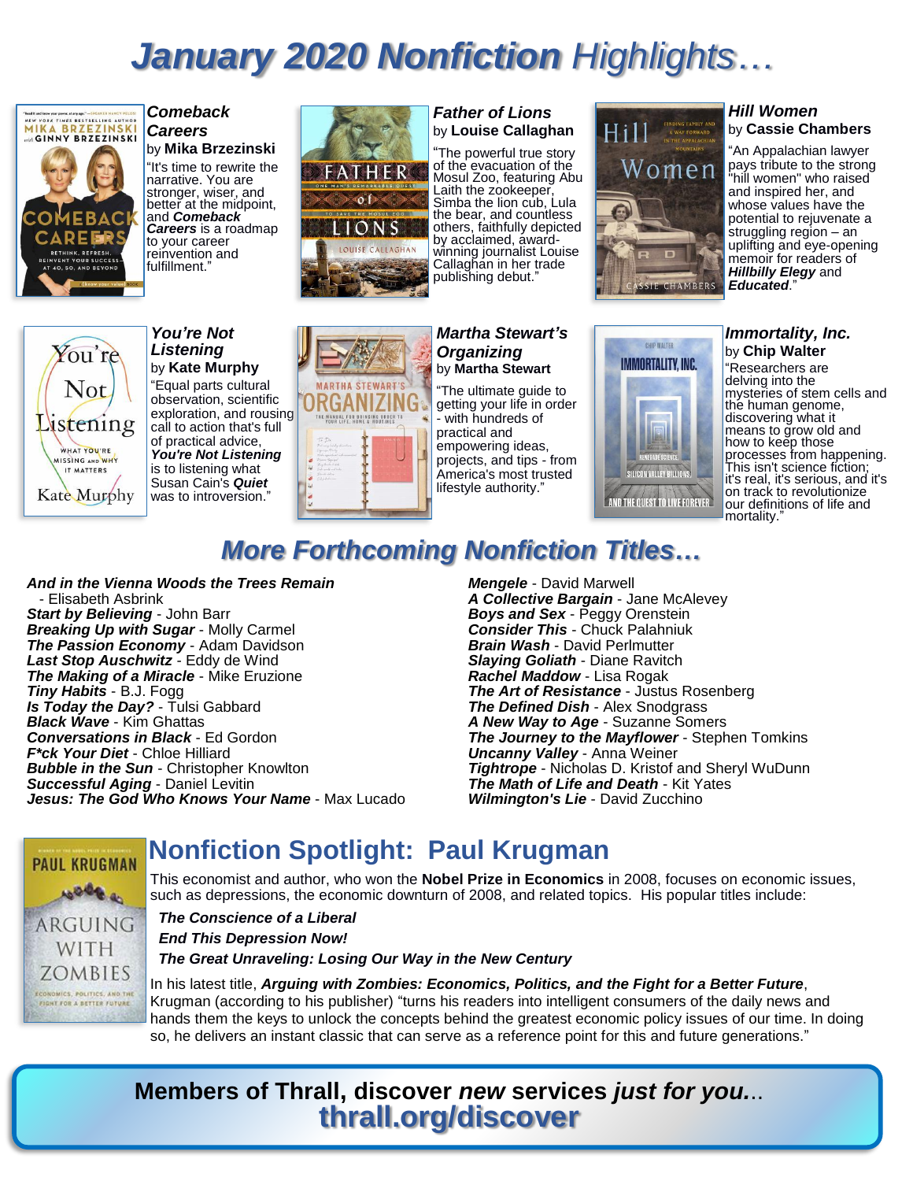# *January 2020 Nonfiction* Highlights…

### *Comeback Careers*
by **Mika Brzezinski**

"It's time to rewrite the narrative. You are stronger, wiser, and better at the midpoint, and ***Comeback Careers*** is a roadmap to your career reinvention and fulfillment."

### *Father of Lions*
by **Louise Callaghan**

"The powerful true story of the evacuation of the Mosul Zoo, featuring Abu Laith the zookeeper, Simba the lion cub, Lula the bear, and countless others, faithfully depicted by acclaimed, award-winning journalist Louise Callaghan in her trade publishing debut."

### *Hill Women*
by **Cassie Chambers**

"An Appalachian lawyer pays tribute to the strong "hill women" who raised and inspired her, and whose values have the potential to rejuvenate a struggling region – an uplifting and eye-opening memoir for readers of ***Hillbilly Elegy*** and ***Educated***."

### *You're Not Listening*
by **Kate Murphy**

"Equal parts cultural observation, scientific exploration, and rousing call to action that's full of practical advice, ***You're Not Listening*** is to listening what Susan Cain's ***Quiet*** was to introversion."

### *Martha Stewart's Organizing*
by **Martha Stewart**

"The ultimate guide to getting your life in order - with hundreds of practical and empowering ideas, projects, and tips - from America's most trusted lifestyle authority."

### *Immortality, Inc.*
by **Chip Walter**

"Researchers are delving into the mysteries of stem cells and the human genome, discovering what it means to grow old and how to keep those processes from happening. This isn't science fiction; it's real, it's serious, and it's on track to revolutionize our definitions of life and mortality."

## *More Forthcoming Nonfiction Titles…*

***And in the Vienna Woods the Trees Remain*** - Elisabeth Asbrink
***Start by Believing*** - John Barr
***Breaking Up with Sugar*** - Molly Carmel
***The Passion Economy*** - Adam Davidson
***Last Stop Auschwitz*** - Eddy de Wind
***The Making of a Miracle*** - Mike Eruzione
***Tiny Habits*** - B.J. Fogg
***Is Today the Day?*** - Tulsi Gabbard
***Black Wave*** - Kim Ghattas
***Conversations in Black*** - Ed Gordon
***F*ck Your Diet*** - Chloe Hilliard
***Bubble in the Sun*** - Christopher Knowlton
***Successful Aging*** - Daniel Levitin
***Jesus: The God Who Knows Your Name*** - Max Lucado
***Mengele*** - David Marwell
***A Collective Bargain*** - Jane McAlevey
***Boys and Sex*** - Peggy Orenstein
***Consider This*** - Chuck Palahniuk
***Brain Wash*** - David Perlmutter
***Slaying Goliath*** - Diane Ravitch
***Rachel Maddow*** - Lisa Rogak
***The Art of Resistance*** - Justus Rosenberg
***The Defined Dish*** - Alex Snodgrass
***A New Way to Age*** - Suzanne Somers
***The Journey to the Mayflower*** - Stephen Tomkins
***Uncanny Valley*** - Anna Weiner
***Tightrope*** - Nicholas D. Kristof and Sheryl WuDunn
***The Math of Life and Death*** - Kit Yates
***Wilmington's Lie*** - David Zucchino

## Nonfiction Spotlight: Paul Krugman

This economist and author, who won the **Nobel Prize in Economics** in 2008, focuses on economic issues, such as depressions, the economic downturn of 2008, and related topics. His popular titles include:

***The Conscience of a Liberal***
***End This Depression Now!***
***The Great Unraveling: Losing Our Way in the New Century***

In his latest title, ***Arguing with Zombies: Economics, Politics, and the Fight for a Better Future***, Krugman (according to his publisher) "turns his readers into intelligent consumers of the daily news and hands them the keys to unlock the concepts behind the greatest economic policy issues of our time. In doing so, he delivers an instant classic that can serve as a reference point for this and future generations."

**Members of Thrall, discover *new* services *just for you.*..**
**thrall.org/discover**